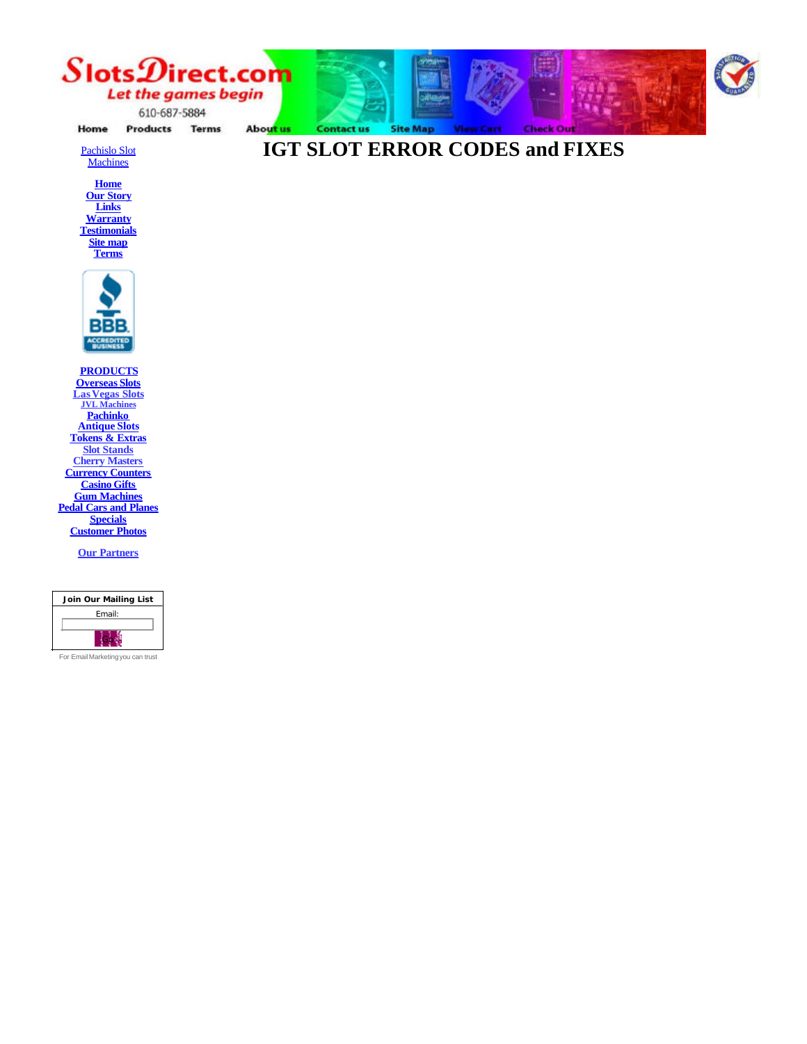SlotsDirect.com
Let the games begin
610-687-5884

Home Products Terms About us Contact us Site Map View Cart Check Out

# IGT SLOT ERROR CODES and FIXES

Pachislo Slot Machines

**Home**
**Our Story**
**Links**
**Warranty**
**Testimonials**
**Site map**
**Terms**

**PRODUCTS**
**Overseas Slots**
**Las Vegas Slots**
**JVL Machines**
**Pachinko**
**Antique Slots**
**Tokens & Extras**
**Slot Stands**
**Cherry Masters**
**Currency Counters**
**Casino Gifts**
**Gum Machines**
**Pedal Cars and Planes**
**Specials**
**Customer Photos**

**Our Partners**

**Join Our Mailing List**
Email:

For Email Marketing you can trust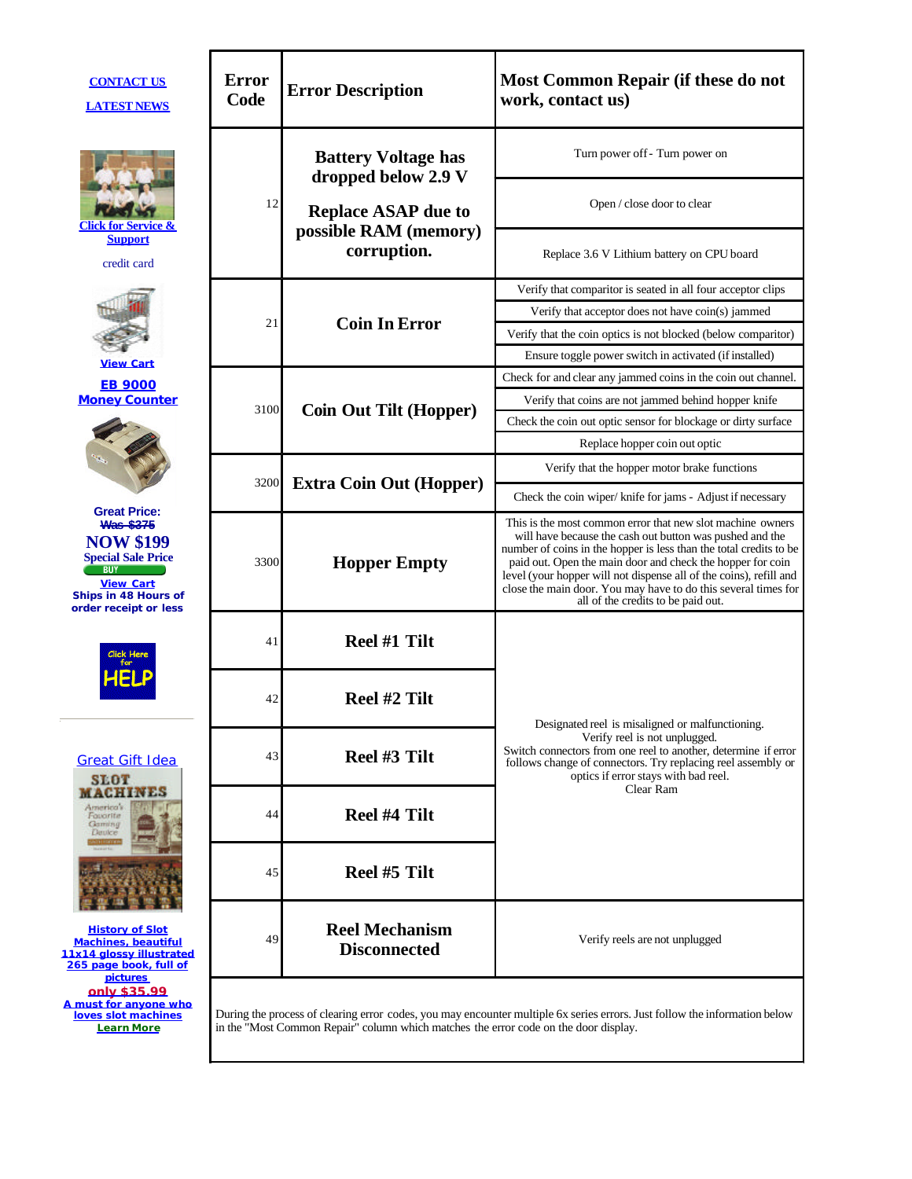CONTACT US

LATEST NEWS

Click for Service & Support

credit card

View Cart

EB 9000 Money Counter

Great Price:
~~Was $375~~
**NOW $199**
Special Sale Price
BUY
View Cart
Ships in 48 Hours of order receipt or less

Click Here for HELP

Great Gift Idea

History of Slot Machines, beautiful 11x14 glossy illustrated 265 page book, full of pictures
only $35.99
A must for anyone who loves slot machines
Learn More

| Error Code | Error Description | Most Common Repair (if these do not work, contact us) |
|---|---|---|
| 12 | **Battery Voltage has dropped below 2.9 V** **Replace ASAP due to possible RAM (memory) corruption.** | Turn power off - Turn power on |
| | | Open / close door to clear |
| | | Replace 3.6 V Lithium battery on CPU board |
| 21 | **Coin In Error** | Verify that comparitor is seated in all four acceptor clips |
| | | Verify that acceptor does not have coin(s) jammed |
| | | Verify that the coin optics is not blocked (below comparitor) |
| | | Ensure toggle power switch in activated (if installed) |
| 3100 | **Coin Out Tilt (Hopper)** | Check for and clear any jammed coins in the coin out channel. |
| | | Verify that coins are not jammed behind hopper knife |
| | | Check the coin out optic sensor for blockage or dirty surface |
| | | Replace hopper coin out optic |
| 3200 | **Extra Coin Out (Hopper)** | Verify that the hopper motor brake functions |
| | | Check the coin wiper/ knife for jams - Adjust if necessary |
| 3300 | **Hopper Empty** | This is the most common error that new slot machine owners will have because the cash out button was pushed and the number of coins in the hopper is less than the total credits to be paid out. Open the main door and check the hopper for coin level (your hopper will not dispense all of the coins), refill and close the main door. You may have to do this several times for all of the credits to be paid out. |
| 41 | **Reel #1 Tilt** | Designated reel is misaligned or malfunctioning. Verify reel is not unplugged. Switch connectors from one reel to another, determine if error follows change of connectors. Try replacing reel assembly or optics if error stays with bad reel. Clear Ram |
| 42 | **Reel #2 Tilt** | |
| 43 | **Reel #3 Tilt** | |
| 44 | **Reel #4 Tilt** | |
| 45 | **Reel #5 Tilt** | |
| 49 | **Reel Mechanism Disconnected** | Verify reels are not unplugged |

During the process of clearing error codes, you may encounter multiple 6x series errors. Just follow the information below in the "Most Common Repair" column which matches the error code on the door display.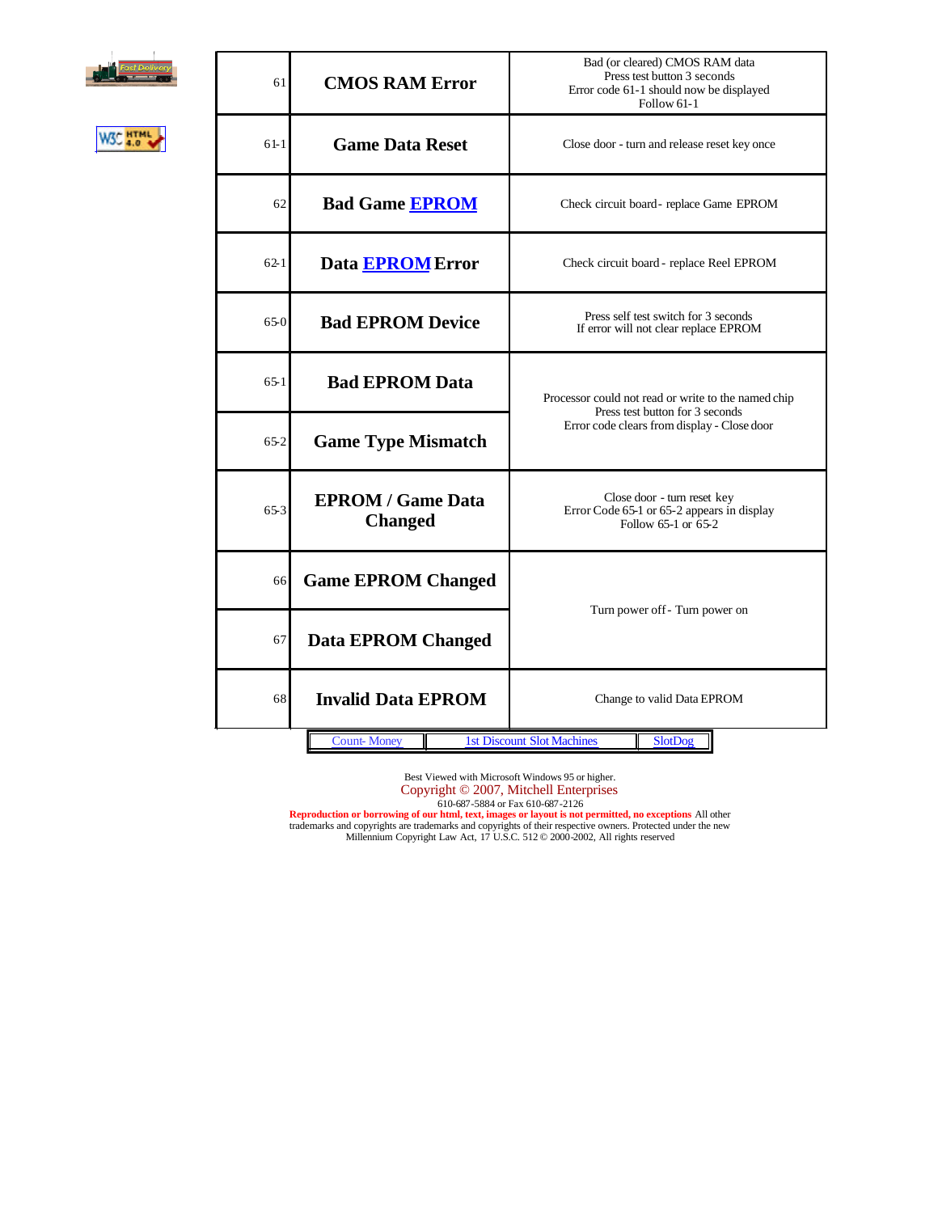| | | |
|---|---|---|
| 61 | **CMOS RAM Error** | Bad (or cleared) CMOS RAM data<br>Press test button 3 seconds<br>Error code 61-1 should now be displayed<br>Follow 61-1 |
| 61-1 | **Game Data Reset** | Close door - turn and release reset key once |
| 62 | **Bad Game EPROM** | Check circuit board - replace Game EPROM |
| 62-1 | **Data EPROM Error** | Check circuit board - replace Reel EPROM |
| 65-0 | **Bad EPROM Device** | Press self test switch for 3 seconds<br>If error will not clear replace EPROM |
| 65-1 | **Bad EPROM Data** | Processor could not read or write to the named chip<br>Press test button for 3 seconds<br>Error code clears from display - Close door |
| 65-2 | **Game Type Mismatch** | |
| 65-3 | **EPROM / Game Data Changed** | Close door - turn reset key<br>Error Code 65-1 or 65-2 appears in display<br>Follow 65-1 or 65-2 |
| 66 | **Game EPROM Changed** | Turn power off - Turn power on |
| 67 | **Data EPROM Changed** | |
| 68 | **Invalid Data EPROM** | Change to valid Data EPROM |

| Count- Money | 1st Discount Slot Machines | SlotDog |
|---|---|---|

Best Viewed with Microsoft Windows 95 or higher.
Copyright © 2007, Mitchell Enterprises
610-687-5884 or Fax 610-687-2126
**Reproduction or borrowing of our html, text, images or layout is not permitted, no exceptions** All other trademarks and copyrights are trademarks and copyrights of their respective owners. Protected under the new Millennium Copyright Law Act, 17 U.S.C. 512 © 2000-2002, All rights reserved